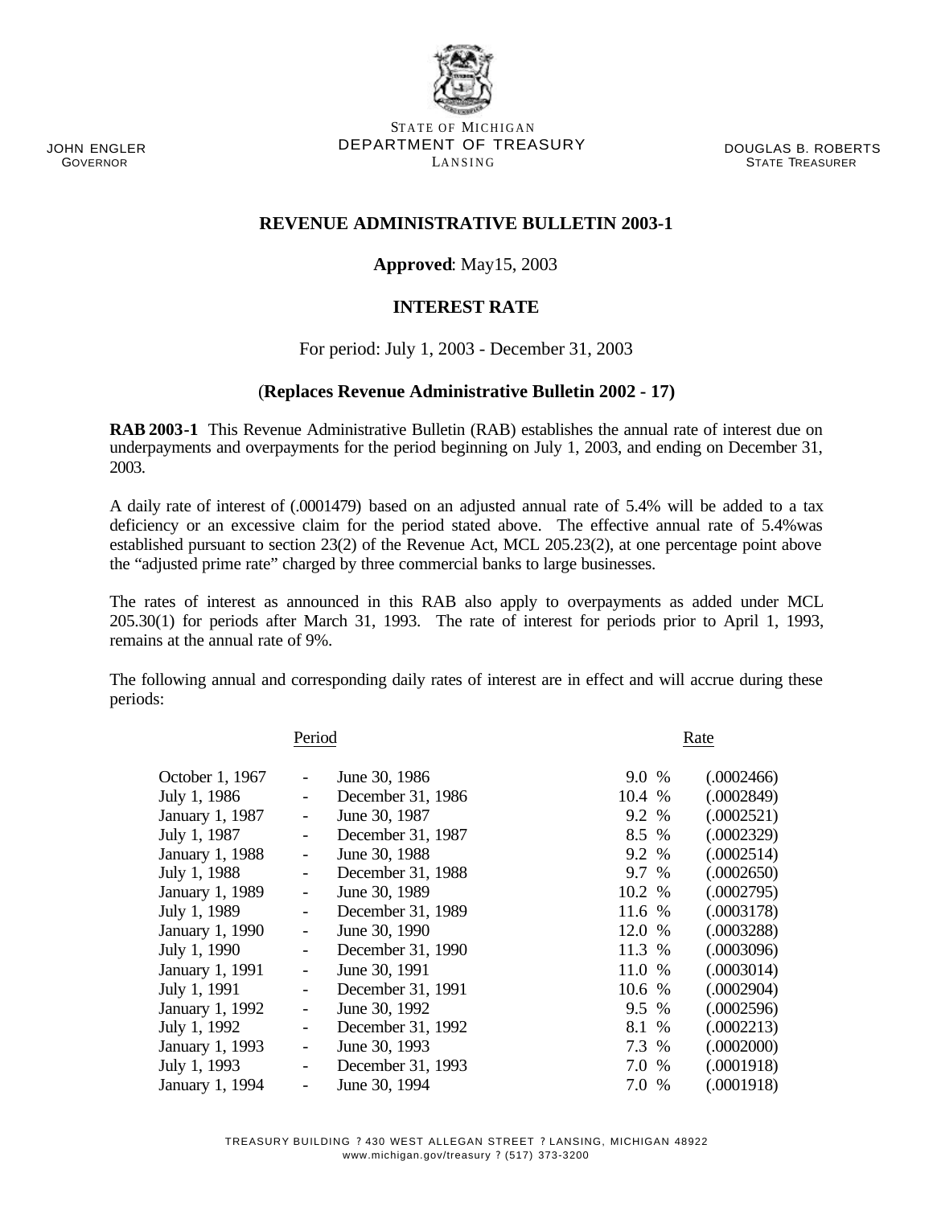STATE OF MICHIGAN
DEPARTMENT OF TREASURY
LANSING

JOHN ENGLER
GOVERNOR

DOUGLAS B. ROBERTS
STATE TREASURER

# REVENUE ADMINISTRATIVE BULLETIN 2003-1

**Approved**: May15, 2003

## INTEREST RATE

For period: July 1, 2003 - December 31, 2003

(**Replaces Revenue Administrative Bulletin 2002 - 17)**

**RAB 2003-1** This Revenue Administrative Bulletin (RAB) establishes the annual rate of interest due on underpayments and overpayments for the period beginning on July 1, 2003, and ending on December 31, 2003.

A daily rate of interest of (.0001479) based on an adjusted annual rate of 5.4% will be added to a tax deficiency or an excessive claim for the period stated above. The effective annual rate of 5.4%was established pursuant to section 23(2) of the Revenue Act, MCL 205.23(2), at one percentage point above the "adjusted prime rate" charged by three commercial banks to large businesses.

The rates of interest as announced in this RAB also apply to overpayments as added under MCL 205.30(1) for periods after March 31, 1993. The rate of interest for periods prior to April 1, 1993, remains at the annual rate of 9%.

The following annual and corresponding daily rates of interest are in effect and will accrue during these periods:

| Period | | | Rate | |
|---|---|---|---|---|
| October 1, 1967 | - | June 30, 1986 | 9.0 % | (.0002466) |
| July 1, 1986 | - | December 31, 1986 | 10.4 % | (.0002849) |
| January 1, 1987 | - | June 30, 1987 | 9.2 % | (.0002521) |
| July 1, 1987 | - | December 31, 1987 | 8.5 % | (.0002329) |
| January 1, 1988 | - | June 30, 1988 | 9.2 % | (.0002514) |
| July 1, 1988 | - | December 31, 1988 | 9.7 % | (.0002650) |
| January 1, 1989 | - | June 30, 1989 | 10.2 % | (.0002795) |
| July 1, 1989 | - | December 31, 1989 | 11.6 % | (.0003178) |
| January 1, 1990 | - | June 30, 1990 | 12.0 % | (.0003288) |
| July 1, 1990 | - | December 31, 1990 | 11.3 % | (.0003096) |
| January 1, 1991 | - | June 30, 1991 | 11.0 % | (.0003014) |
| July 1, 1991 | - | December 31, 1991 | 10.6 % | (.0002904) |
| January 1, 1992 | - | June 30, 1992 | 9.5 % | (.0002596) |
| July 1, 1992 | - | December 31, 1992 | 8.1 % | (.0002213) |
| January 1, 1993 | - | June 30, 1993 | 7.3 % | (.0002000) |
| July 1, 1993 | - | December 31, 1993 | 7.0 % | (.0001918) |
| January 1, 1994 | - | June 30, 1994 | 7.0 % | (.0001918) |

TREASURY BUILDING ? 430 WEST ALLEGAN STREET ? LANSING, MICHIGAN 48922
www.michigan.gov/treasury ? (517) 373-3200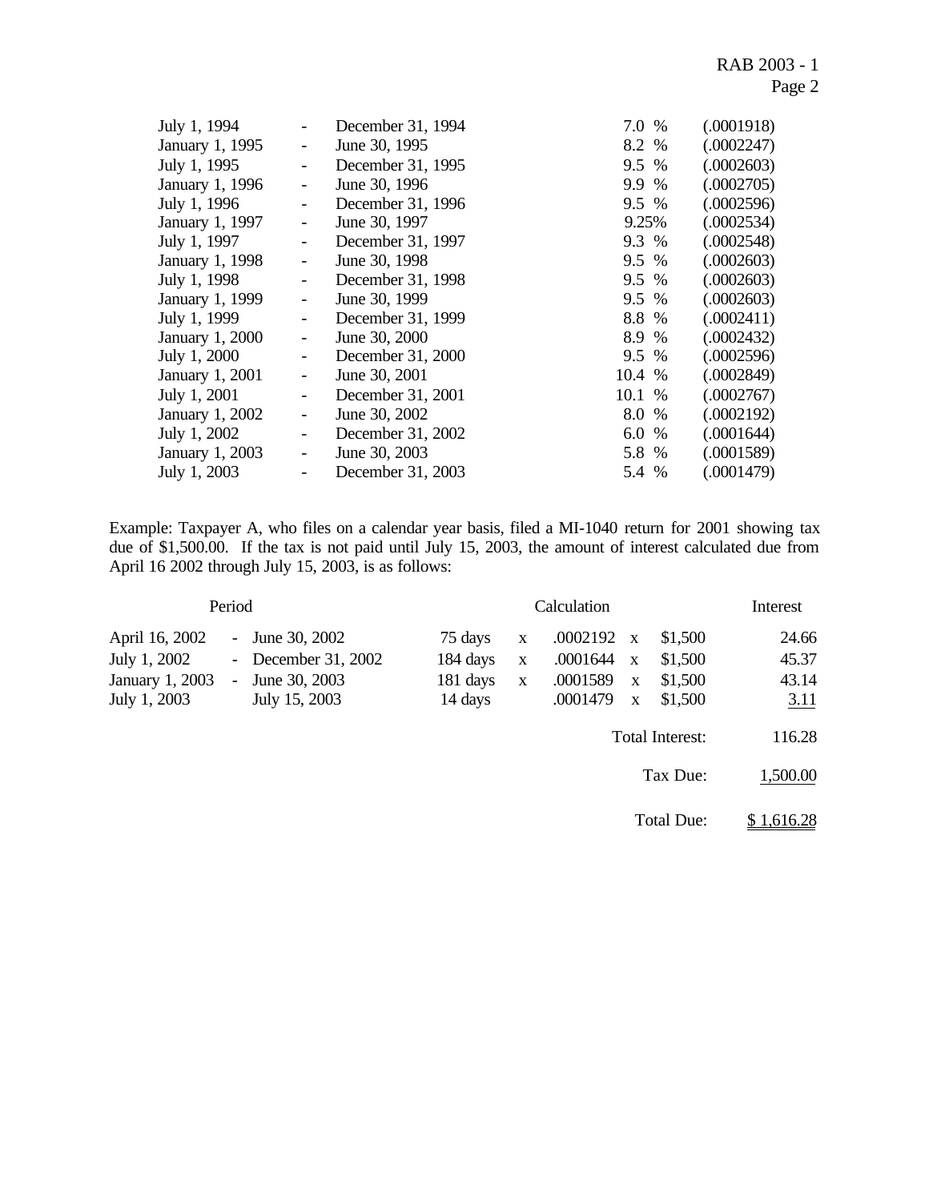| | | | | |
|---|---|---|---|---|
| July 1, 1994 | - | December 31, 1994 | 7.0 % | (.0001918) |
| January 1, 1995 | - | June 30, 1995 | 8.2 % | (.0002247) |
| July 1, 1995 | - | December 31, 1995 | 9.5 % | (.0002603) |
| January 1, 1996 | - | June 30, 1996 | 9.9 % | (.0002705) |
| July 1, 1996 | - | December 31, 1996 | 9.5 % | (.0002596) |
| January 1, 1997 | - | June 30, 1997 | 9.25% | (.0002534) |
| July 1, 1997 | - | December 31, 1997 | 9.3 % | (.0002548) |
| January 1, 1998 | - | June 30, 1998 | 9.5 % | (.0002603) |
| July 1, 1998 | - | December 31, 1998 | 9.5 % | (.0002603) |
| January 1, 1999 | - | June 30, 1999 | 9.5 % | (.0002603) |
| July 1, 1999 | - | December 31, 1999 | 8.8 % | (.0002411) |
| January 1, 2000 | - | June 30, 2000 | 8.9 % | (.0002432) |
| July 1, 2000 | - | December 31, 2000 | 9.5 % | (.0002596) |
| January 1, 2001 | - | June 30, 2001 | 10.4 % | (.0002849) |
| July 1, 2001 | - | December 31, 2001 | 10.1 % | (.0002767) |
| January 1, 2002 | - | June 30, 2002 | 8.0 % | (.0002192) |
| July 1, 2002 | - | December 31, 2002 | 6.0 % | (.0001644) |
| January 1, 2003 | - | June 30, 2003 | 5.8 % | (.0001589) |
| July 1, 2003 | - | December 31, 2003 | 5.4 % | (.0001479) |

Example: Taxpayer A, who files on a calendar year basis, filed a MI-1040 return for 2001 showing tax due of $1,500.00. If the tax is not paid until July 15, 2003, the amount of interest calculated due from April 16 2002 through July 15, 2003, is as follows:

| Period | | | Calculation | | | | | Interest |
|---|---|---|---|---|---|---|---|---|
| April 16, 2002 | - | June 30, 2002 | 75 days | x | .0002192 | x | $1,500 | 24.66 |
| July 1, 2002 | - | December 31, 2002 | 184 days | x | .0001644 | x | $1,500 | 45.37 |
| January 1, 2003 | - | June 30, 2003 | 181 days | x | .0001589 | x | $1,500 | 43.14 |
| July 1, 2003 | | July 15, 2003 | 14 days | | .0001479 | x | $1,500 | 3.11 |
| | | | | | | | Total Interest: | 116.28 |
| | | | | | | | Tax Due: | 1,500.00 |
| | | | | | | | Total Due: | $ 1,616.28 |